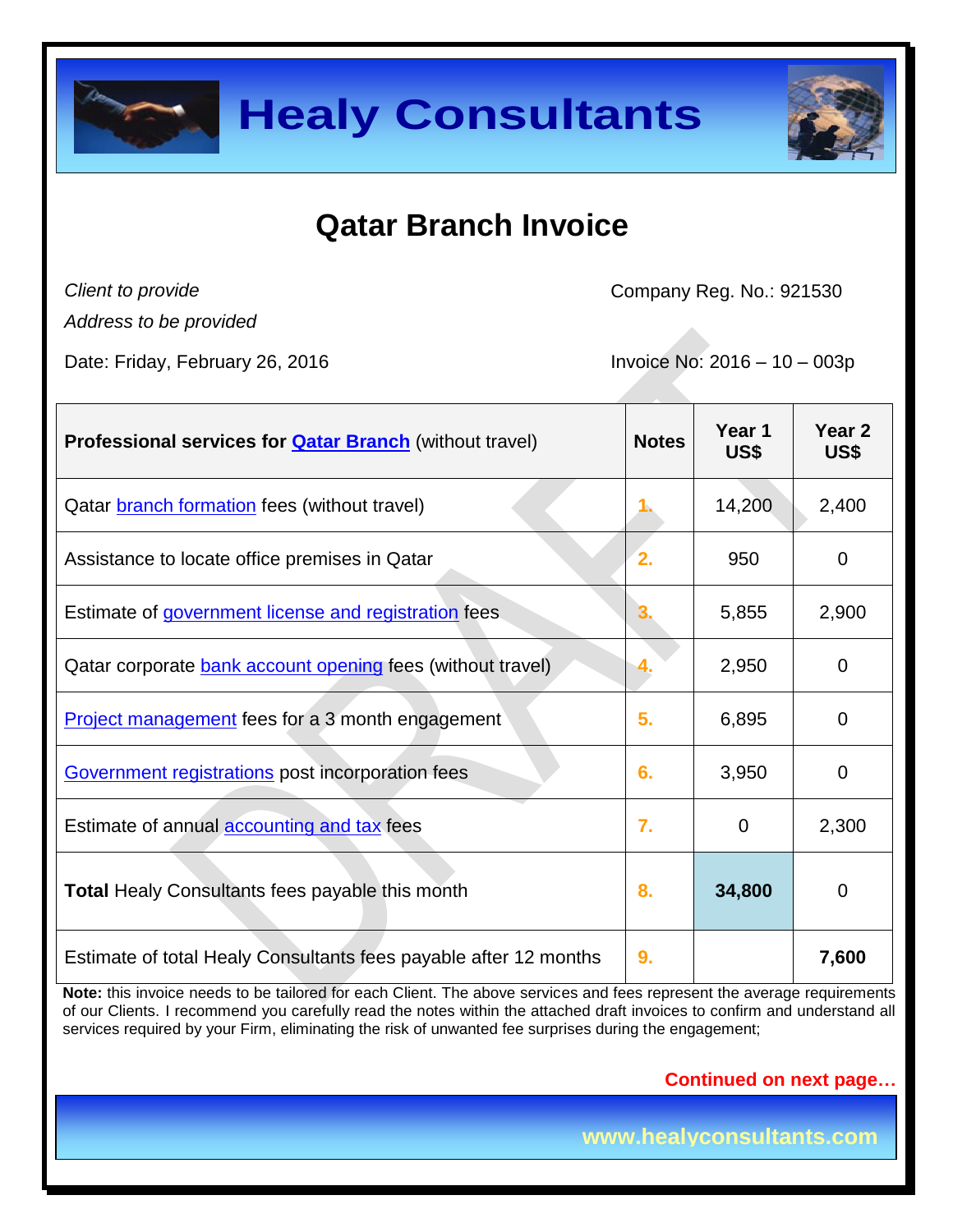# Healy Consultants

## Qatar Branch Invoice

*Client to provide*

*Address to be provided*

Company Reg. No.: 921530

Date: Friday, February 26, 2016

Invoice No: 2016 – 10 – 003p

| **Professional services for Qatar Branch** (without travel) | **Notes** | **Year 1 US$** | **Year 2 US$** |
|---|---|---|---|
| Qatar branch formation fees (without travel) | 1. | 14,200 | 2,400 |
| Assistance to locate office premises in Qatar | 2. | 950 | 0 |
| Estimate of government license and registration fees | 3. | 5,855 | 2,900 |
| Qatar corporate bank account opening fees (without travel) | 4. | 2,950 | 0 |
| Project management fees for a 3 month engagement | 5. | 6,895 | 0 |
| Government registrations post incorporation fees | 6. | 3,950 | 0 |
| Estimate of annual accounting and tax fees | 7. | 0 | 2,300 |
| **Total** Healy Consultants fees payable this month | 8. | **34,800** | 0 |
| Estimate of total Healy Consultants fees payable after 12 months | 9. | | **7,600** |

**Note:** this invoice needs to be tailored for each Client. The above services and fees represent the average requirements of our Clients. I recommend you carefully read the notes within the attached draft invoices to confirm and understand all services required by your Firm, eliminating the risk of unwanted fee surprises during the engagement;

**Continued on next page…**

www.healyconsultants.com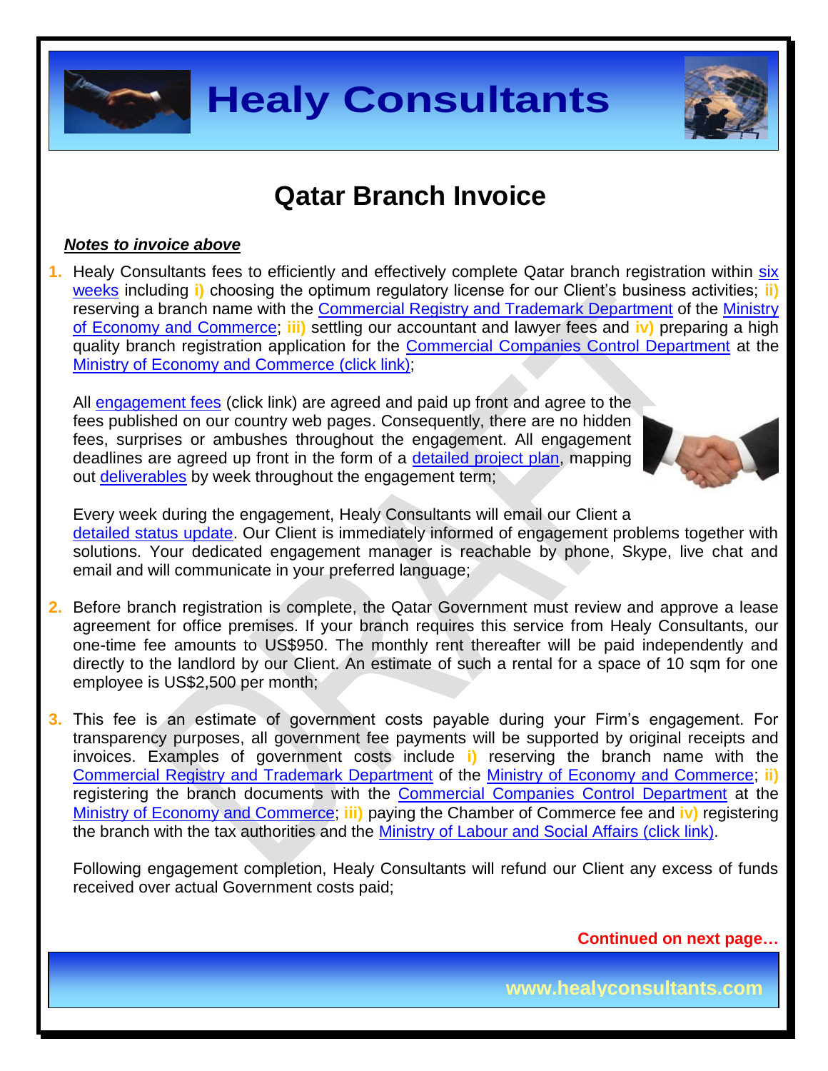# Qatar Branch Invoice

***Notes to invoice above***

1. Healy Consultants fees to efficiently and effectively complete Qatar branch registration within six weeks including **i)** choosing the optimum regulatory license for our Client's business activities; **ii)** reserving a branch name with the Commercial Registry and Trademark Department of the Ministry of Economy and Commerce; **iii)** settling our accountant and lawyer fees and **iv)** preparing a high quality branch registration application for the Commercial Companies Control Department at the Ministry of Economy and Commerce (click link);

   All engagement fees (click link) are agreed and paid up front and agree to the fees published on our country web pages. Consequently, there are no hidden fees, surprises or ambushes throughout the engagement. All engagement deadlines are agreed up front in the form of a detailed project plan, mapping out deliverables by week throughout the engagement term;

   Every week during the engagement, Healy Consultants will email our Client a detailed status update. Our Client is immediately informed of engagement problems together with solutions. Your dedicated engagement manager is reachable by phone, Skype, live chat and email and will communicate in your preferred language;

2. Before branch registration is complete, the Qatar Government must review and approve a lease agreement for office premises. If your branch requires this service from Healy Consultants, our one-time fee amounts to US$950. The monthly rent thereafter will be paid independently and directly to the landlord by our Client. An estimate of such a rental for a space of 10 sqm for one employee is US$2,500 per month;

3. This fee is an estimate of government costs payable during your Firm's engagement. For transparency purposes, all government fee payments will be supported by original receipts and invoices. Examples of government costs include **i)** reserving the branch name with the Commercial Registry and Trademark Department of the Ministry of Economy and Commerce; **ii)** registering the branch documents with the Commercial Companies Control Department at the Ministry of Economy and Commerce; **iii)** paying the Chamber of Commerce fee and **iv)** registering the branch with the tax authorities and the Ministry of Labour and Social Affairs (click link).

   Following engagement completion, Healy Consultants will refund our Client any excess of funds received over actual Government costs paid;

**Continued on next page…**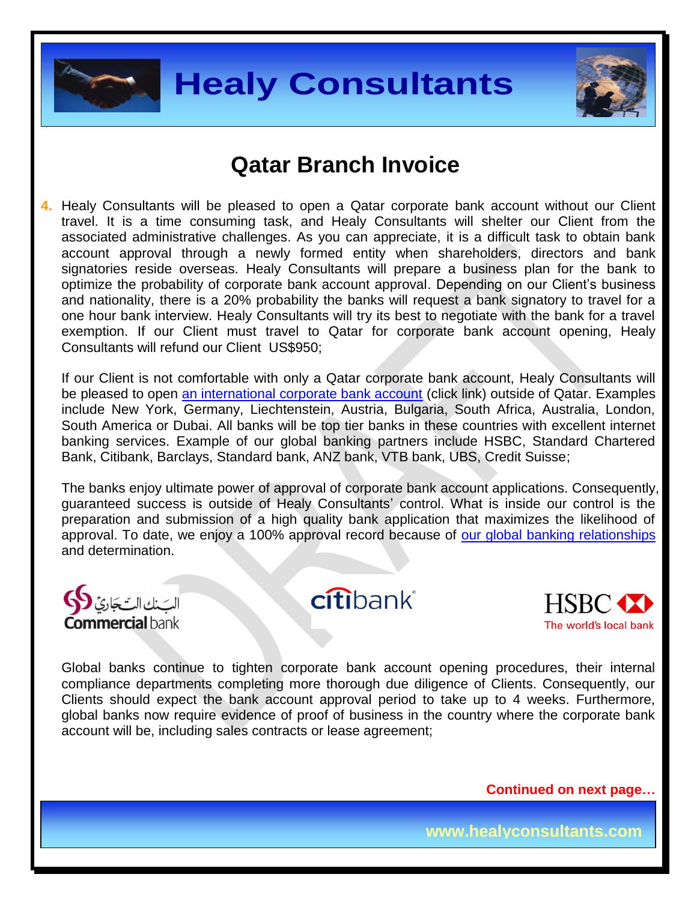# Qatar Branch Invoice

4. Healy Consultants will be pleased to open a Qatar corporate bank account without our Client travel. It is a time consuming task, and Healy Consultants will shelter our Client from the associated administrative challenges. As you can appreciate, it is a difficult task to obtain bank account approval through a newly formed entity when shareholders, directors and bank signatories reside overseas. Healy Consultants will prepare a business plan for the bank to optimize the probability of corporate bank account approval. Depending on our Client's business and nationality, there is a 20% probability the banks will request a bank signatory to travel for a one hour bank interview. Healy Consultants will try its best to negotiate with the bank for a travel exemption. If our Client must travel to Qatar for corporate bank account opening, Healy Consultants will refund our Client US$950;

   If our Client is not comfortable with only a Qatar corporate bank account, Healy Consultants will be pleased to open an international corporate bank account (click link) outside of Qatar. Examples include New York, Germany, Liechtenstein, Austria, Bulgaria, South Africa, Australia, London, South America or Dubai. All banks will be top tier banks in these countries with excellent internet banking services. Example of our global banking partners include HSBC, Standard Chartered Bank, Citibank, Barclays, Standard bank, ANZ bank, VTB bank, UBS, Credit Suisse;

   The banks enjoy ultimate power of approval of corporate bank account applications. Consequently, guaranteed success is outside of Healy Consultants' control. What is inside our control is the preparation and submission of a high quality bank application that maximizes the likelihood of approval. To date, we enjoy a 100% approval record because of our global banking relationships and determination.

   Global banks continue to tighten corporate bank account opening procedures, their internal compliance departments completing more thorough due diligence of Clients. Consequently, our Clients should expect the bank account approval period to take up to 4 weeks. Furthermore, global banks now require evidence of proof of business in the country where the corporate bank account will be, including sales contracts or lease agreement;

**Continued on next page…**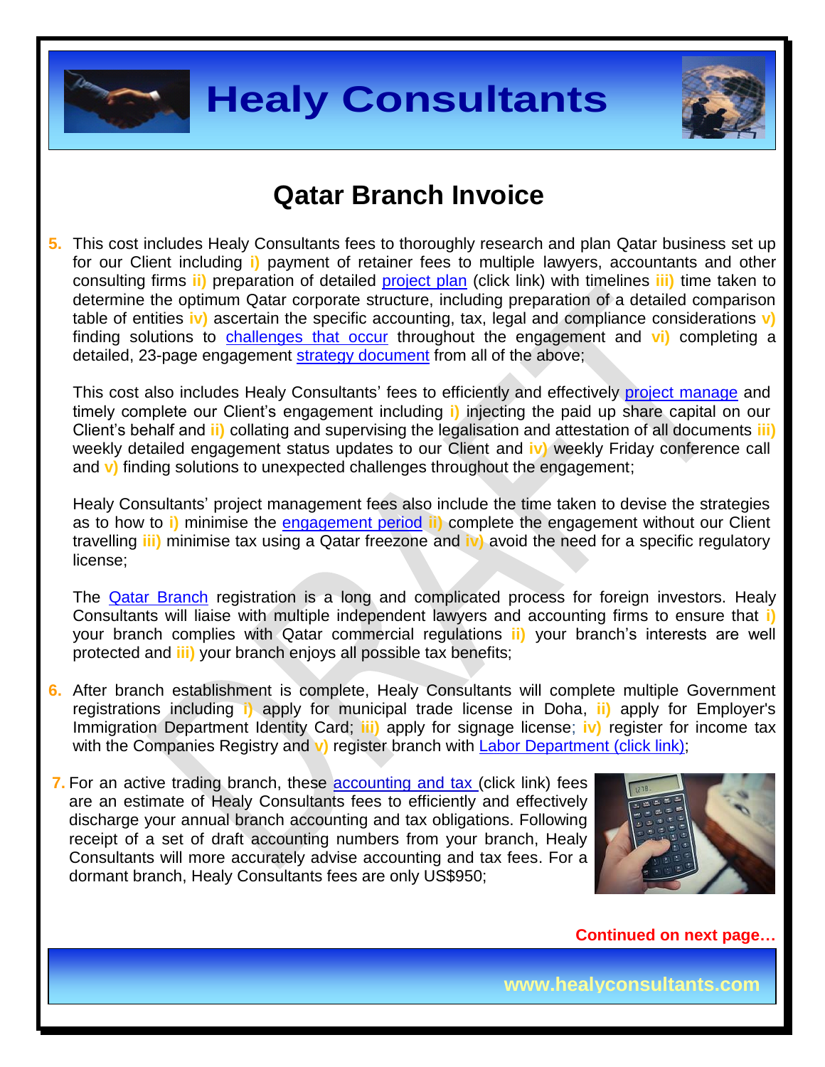# Qatar Branch Invoice

5. This cost includes Healy Consultants fees to thoroughly research and plan Qatar business set up for our Client including **i)** payment of retainer fees to multiple lawyers, accountants and other consulting firms **ii)** preparation of detailed project plan (click link) with timelines **iii)** time taken to determine the optimum Qatar corporate structure, including preparation of a detailed comparison table of entities **iv)** ascertain the specific accounting, tax, legal and compliance considerations **v)** finding solutions to challenges that occur throughout the engagement and **vi)** completing a detailed, 23-page engagement strategy document from all of the above;

   This cost also includes Healy Consultants' fees to efficiently and effectively project manage and timely complete our Client's engagement including **i)** injecting the paid up share capital on our Client's behalf and **ii)** collating and supervising the legalisation and attestation of all documents **iii)** weekly detailed engagement status updates to our Client and **iv)** weekly Friday conference call and **v)** finding solutions to unexpected challenges throughout the engagement;

   Healy Consultants' project management fees also include the time taken to devise the strategies as to how to **i)** minimise the engagement period **ii)** complete the engagement without our Client travelling **iii)** minimise tax using a Qatar freezone and **iv)** avoid the need for a specific regulatory license;

   The Qatar Branch registration is a long and complicated process for foreign investors. Healy Consultants will liaise with multiple independent lawyers and accounting firms to ensure that **i)** your branch complies with Qatar commercial regulations **ii)** your branch's interests are well protected and **iii)** your branch enjoys all possible tax benefits;

6. After branch establishment is complete, Healy Consultants will complete multiple Government registrations including **i)** apply for municipal trade license in Doha, **ii)** apply for Employer's Immigration Department Identity Card; **iii)** apply for signage license; **iv)** register for income tax with the Companies Registry and **v)** register branch with Labor Department (click link);

7. For an active trading branch, these accounting and tax (click link) fees are an estimate of Healy Consultants fees to efficiently and effectively discharge your annual branch accounting and tax obligations. Following receipt of a set of draft accounting numbers from your branch, Healy Consultants will more accurately advise accounting and tax fees. For a dormant branch, Healy Consultants fees are only US$950;

**Continued on next page…**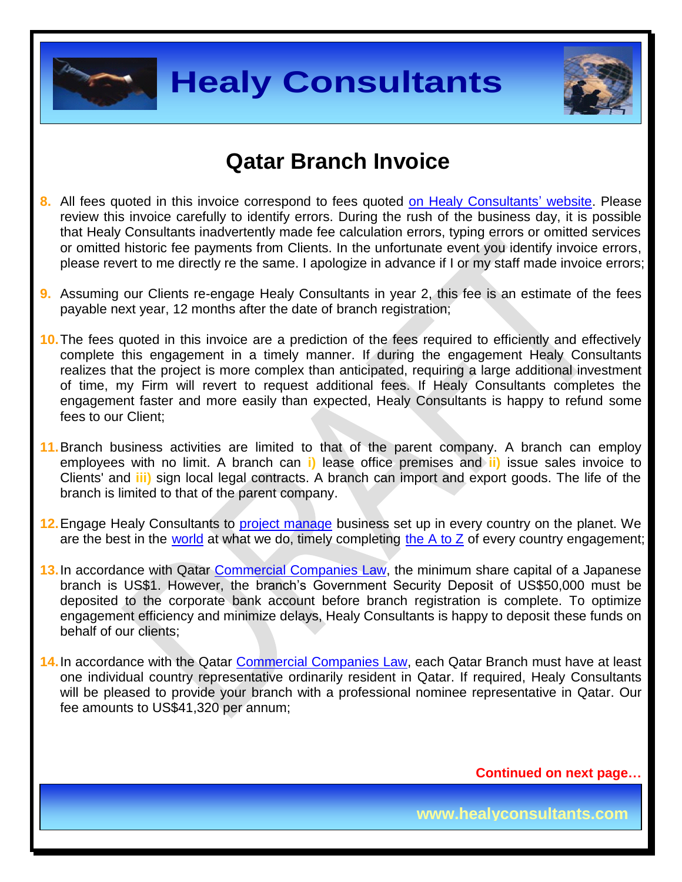## Qatar Branch Invoice

8. All fees quoted in this invoice correspond to fees quoted [on Healy Consultants' website](). Please review this invoice carefully to identify errors. During the rush of the business day, it is possible that Healy Consultants inadvertently made fee calculation errors, typing errors or omitted services or omitted historic fee payments from Clients. In the unfortunate event you identify invoice errors, please revert to me directly re the same. I apologize in advance if I or my staff made invoice errors;

9. Assuming our Clients re-engage Healy Consultants in year 2, this fee is an estimate of the fees payable next year, 12 months after the date of branch registration;

10. The fees quoted in this invoice are a prediction of the fees required to efficiently and effectively complete this engagement in a timely manner. If during the engagement Healy Consultants realizes that the project is more complex than anticipated, requiring a large additional investment of time, my Firm will revert to request additional fees. If Healy Consultants completes the engagement faster and more easily than expected, Healy Consultants is happy to refund some fees to our Client;

11. Branch business activities are limited to that of the parent company. A branch can employ employees with no limit. A branch can **i)** lease office premises and **ii)** issue sales invoice to Clients' and **iii)** sign local legal contracts. A branch can import and export goods. The life of the branch is limited to that of the parent company.

12. Engage Healy Consultants to project manage business set up in every country on the planet. We are the best in the world at what we do, timely completing the A to Z of every country engagement;

13. In accordance with Qatar Commercial Companies Law, the minimum share capital of a Japanese branch is US$1. However, the branch's Government Security Deposit of US$50,000 must be deposited to the corporate bank account before branch registration is complete. To optimize engagement efficiency and minimize delays, Healy Consultants is happy to deposit these funds on behalf of our clients;

14. In accordance with the Qatar Commercial Companies Law, each Qatar Branch must have at least one individual country representative ordinarily resident in Qatar. If required, Healy Consultants will be pleased to provide your branch with a professional nominee representative in Qatar. Our fee amounts to US$41,320 per annum;

**Continued on next page…**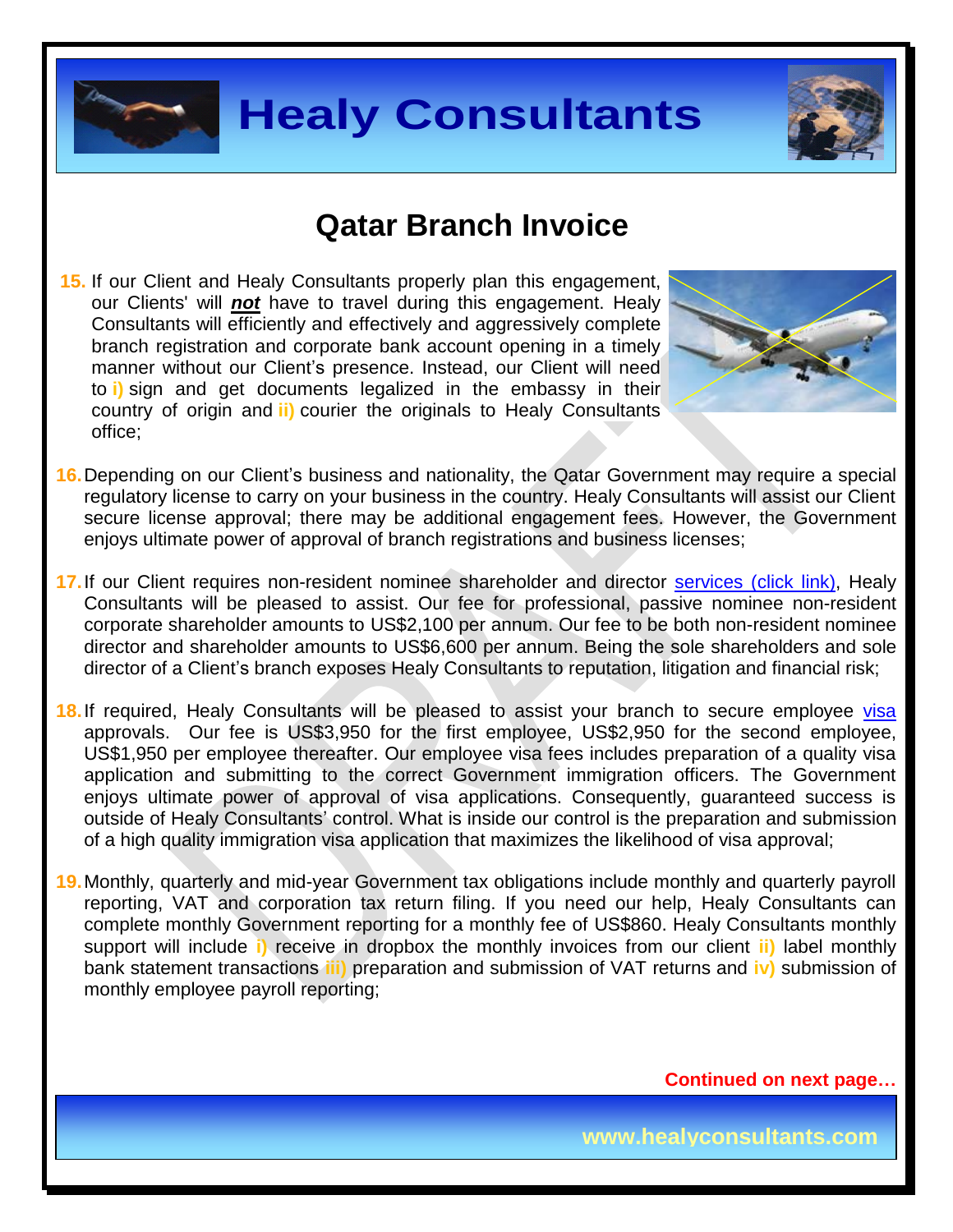# Qatar Branch Invoice

15. If our Client and Healy Consultants properly plan this engagement, our Clients' will ***not*** have to travel during this engagement. Healy Consultants will efficiently and effectively and aggressively complete branch registration and corporate bank account opening in a timely manner without our Client's presence. Instead, our Client will need to **i)** sign and get documents legalized in the embassy in their country of origin and **ii)** courier the originals to Healy Consultants office;

16. Depending on our Client's business and nationality, the Qatar Government may require a special regulatory license to carry on your business in the country. Healy Consultants will assist our Client secure license approval; there may be additional engagement fees. However, the Government enjoys ultimate power of approval of branch registrations and business licenses;

17. If our Client requires non-resident nominee shareholder and director services (click link), Healy Consultants will be pleased to assist. Our fee for professional, passive nominee non-resident corporate shareholder amounts to US$2,100 per annum. Our fee to be both non-resident nominee director and shareholder amounts to US$6,600 per annum. Being the sole shareholders and sole director of a Client's branch exposes Healy Consultants to reputation, litigation and financial risk;

18. If required, Healy Consultants will be pleased to assist your branch to secure employee visa approvals. Our fee is US$3,950 for the first employee, US$2,950 for the second employee, US$1,950 per employee thereafter. Our employee visa fees includes preparation of a quality visa application and submitting to the correct Government immigration officers. The Government enjoys ultimate power of approval of visa applications. Consequently, guaranteed success is outside of Healy Consultants' control. What is inside our control is the preparation and submission of a high quality immigration visa application that maximizes the likelihood of visa approval;

19. Monthly, quarterly and mid-year Government tax obligations include monthly and quarterly payroll reporting, VAT and corporation tax return filing. If you need our help, Healy Consultants can complete monthly Government reporting for a monthly fee of US$860. Healy Consultants monthly support will include **i)** receive in dropbox the monthly invoices from our client **ii)** label monthly bank statement transactions **iii)** preparation and submission of VAT returns and **iv)** submission of monthly employee payroll reporting;

**Continued on next page…**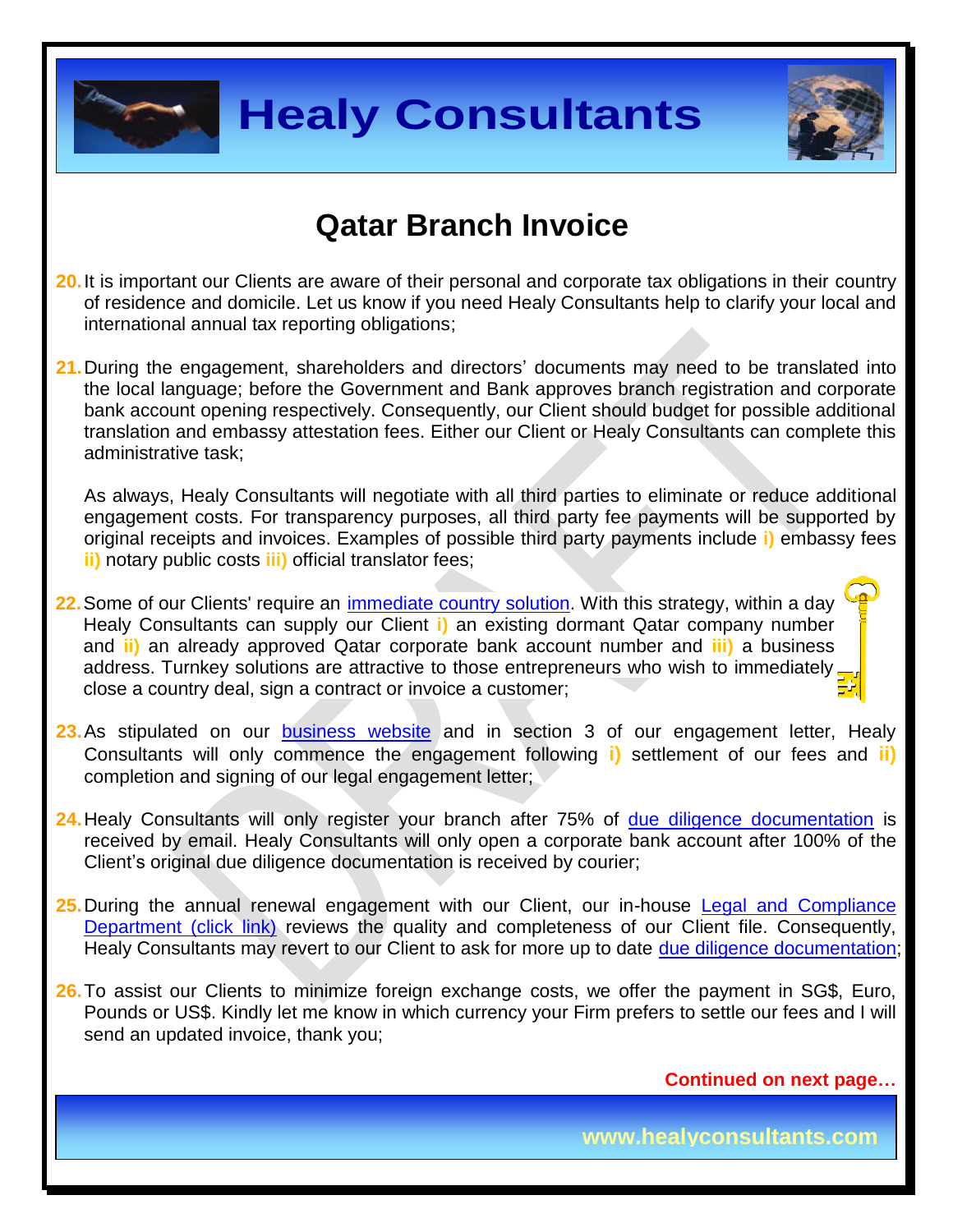# Qatar Branch Invoice

20. It is important our Clients are aware of their personal and corporate tax obligations in their country of residence and domicile. Let us know if you need Healy Consultants help to clarify your local and international annual tax reporting obligations;

21. During the engagement, shareholders and directors' documents may need to be translated into the local language; before the Government and Bank approves branch registration and corporate bank account opening respectively. Consequently, our Client should budget for possible additional translation and embassy attestation fees. Either our Client or Healy Consultants can complete this administrative task;

    As always, Healy Consultants will negotiate with all third parties to eliminate or reduce additional engagement costs. For transparency purposes, all third party fee payments will be supported by original receipts and invoices. Examples of possible third party payments include **i)** embassy fees **ii)** notary public costs **iii)** official translator fees;

22. Some of our Clients' require an [immediate country solution](). With this strategy, within a day Healy Consultants can supply our Client **i)** an existing dormant Qatar company number and **ii)** an already approved Qatar corporate bank account number and **iii)** a business address. Turnkey solutions are attractive to those entrepreneurs who wish to immediately close a country deal, sign a contract or invoice a customer;

23. As stipulated on our [business website]() and in section 3 of our engagement letter, Healy Consultants will only commence the engagement following **i)** settlement of our fees and **ii)** completion and signing of our legal engagement letter;

24. Healy Consultants will only register your branch after 75% of [due diligence documentation]() is received by email. Healy Consultants will only open a corporate bank account after 100% of the Client's original due diligence documentation is received by courier;

25. During the annual renewal engagement with our Client, our in-house [Legal and Compliance Department (click link)]() reviews the quality and completeness of our Client file. Consequently, Healy Consultants may revert to our Client to ask for more up to date [due diligence documentation]();

26. To assist our Clients to minimize foreign exchange costs, we offer the payment in SG$, Euro, Pounds or US$. Kindly let me know in which currency your Firm prefers to settle our fees and I will send an updated invoice, thank you;

**Continued on next page…**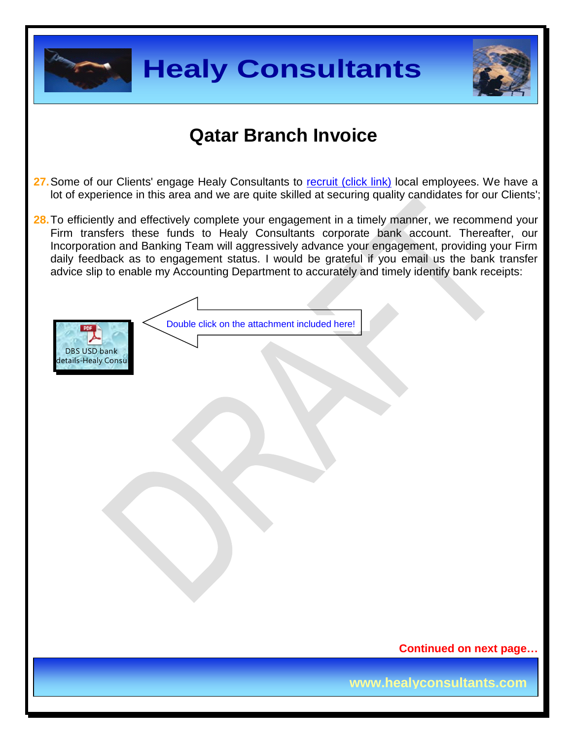# Qatar Branch Invoice

27. Some of our Clients' engage Healy Consultants to recruit (click link) local employees. We have a lot of experience in this area and we are quite skilled at securing quality candidates for our Clients';

28. To efficiently and effectively complete your engagement in a timely manner, we recommend your Firm transfers these funds to Healy Consultants corporate bank account. Thereafter, our Incorporation and Banking Team will aggressively advance your engagement, providing your Firm daily feedback as to engagement status. I would be grateful if you email us the bank transfer advice slip to enable my Accounting Department to accurately and timely identify bank receipts:

DBS USD bank details-Healy Consu

Double click on the attachment included here!

**Continued on next page…**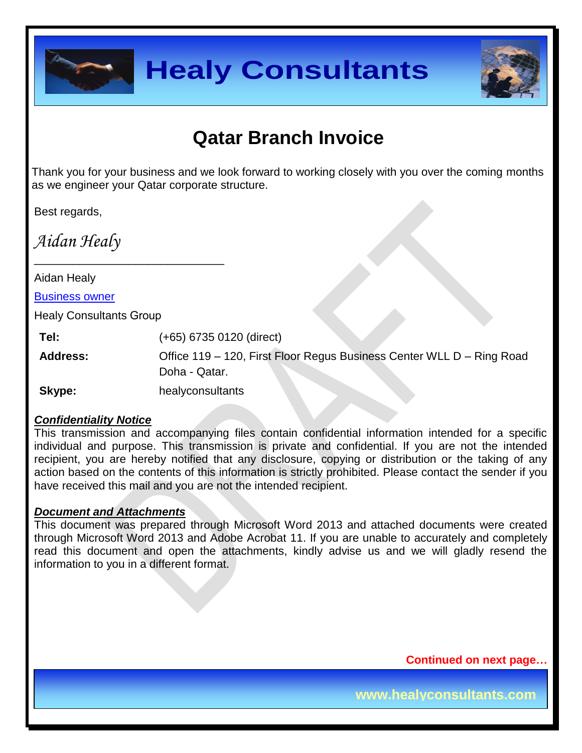# Qatar Branch Invoice

Thank you for your business and we look forward to working closely with you over the coming months as we engineer your Qatar corporate structure.

Best regards,

*Aidan Healy*

_____________________________

Aidan Healy

[Business owner]

Healy Consultants Group

| | |
|---|---|
| **Tel:** | (+65) 6735 0120 (direct) |
| **Address:** | Office 119 – 120, First Floor Regus Business Center WLL D – Ring Road Doha - Qatar. |
| **Skype:** | healyconsultants |

***Confidentiality Notice***

This transmission and accompanying files contain confidential information intended for a specific individual and purpose. This transmission is private and confidential. If you are not the intended recipient, you are hereby notified that any disclosure, copying or distribution or the taking of any action based on the contents of this information is strictly prohibited. Please contact the sender if you have received this mail and you are not the intended recipient.

***Document and Attachments***

This document was prepared through Microsoft Word 2013 and attached documents were created through Microsoft Word 2013 and Adobe Acrobat 11. If you are unable to accurately and completely read this document and open the attachments, kindly advise us and we will gladly resend the information to you in a different format.

**Continued on next page…**